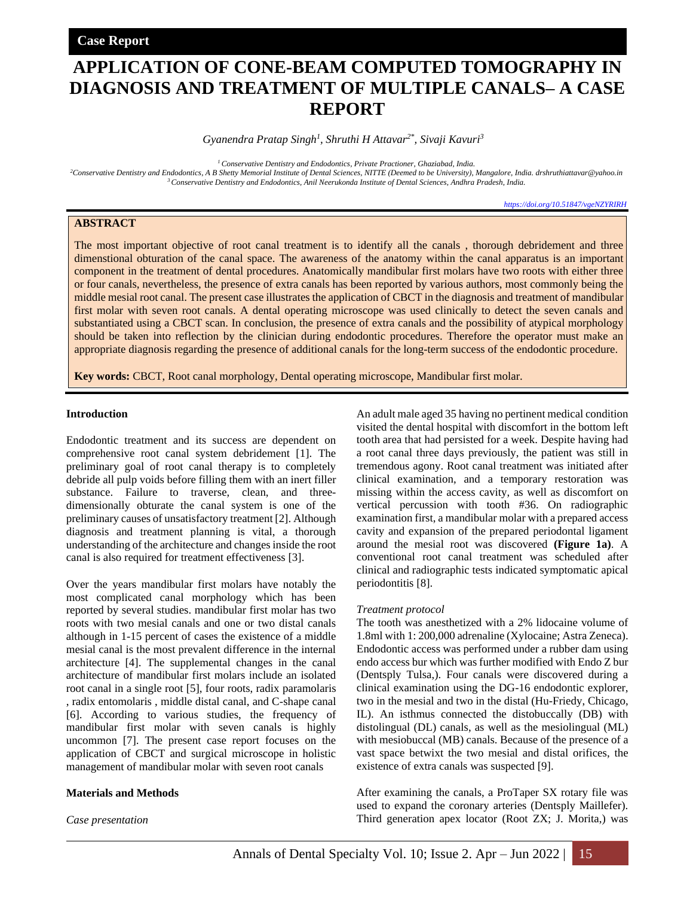**Case Report**

# APPLICATION OF CONE-BEAM COMPUTED TOMOGRAPHY IN DIAGNOSIS AND TREATMENT OF MULTIPLE CANALS– A CASE REPORT

*Gyanendra Pratap Singh[1], Shruthi H Attavar[2*], Sivaji Kavuri[3]*

[1] *Conservative Dentistry and Endodontics, Private Practioner, Ghaziabad, India.*
[2] *Conservative Dentistry and Endodontics, A B Shetty Memorial Institute of Dental Sciences, NITTE (Deemed to be University), Mangalore, India. drshruthiattavar@yahoo.in*
[3] *Conservative Dentistry and Endodontics, Anil Neerukonda Institute of Dental Sciences, Andhra Pradesh, India.*

*https://doi.org/10.51847/vgeNZYRIRH*

## ABSTRACT

The most important objective of root canal treatment is to identify all the canals , thorough debridement and three dimenstional obturation of the canal space. The awareness of the anatomy within the canal apparatus is an important component in the treatment of dental procedures. Anatomically mandibular first molars have two roots with either three or four canals, nevertheless, the presence of extra canals has been reported by various authors, most commonly being the middle mesial root canal. The present case illustrates the application of CBCT in the diagnosis and treatment of mandibular first molar with seven root canals. A dental operating microscope was used clinically to detect the seven canals and substantiated using a CBCT scan. In conclusion, the presence of extra canals and the possibility of atypical morphology should be taken into reflection by the clinician during endodontic procedures. Therefore the operator must make an appropriate diagnosis regarding the presence of additional canals for the long-term success of the endodontic procedure.

**Key words:** CBCT, Root canal morphology, Dental operating microscope, Mandibular first molar.

## Introduction

Endodontic treatment and its success are dependent on comprehensive root canal system debridement [1]. The preliminary goal of root canal therapy is to completely debride all pulp voids before filling them with an inert filler substance. Failure to traverse, clean, and three-dimensionally obturate the canal system is one of the preliminary causes of unsatisfactory treatment [2]. Although diagnosis and treatment planning is vital, a thorough understanding of the architecture and changes inside the root canal is also required for treatment effectiveness [3].

Over the years mandibular first molars have notably the most complicated canal morphology which has been reported by several studies. mandibular first molar has two roots with two mesial canals and one or two distal canals although in 1-15 percent of cases the existence of a middle mesial canal is the most prevalent difference in the internal architecture [4]. The supplemental changes in the canal architecture of mandibular first molars include an isolated root canal in a single root [5], four roots, radix paramolaris , radix entomolaris , middle distal canal, and C-shape canal [6]. According to various studies, the frequency of mandibular first molar with seven canals is highly uncommon [7]. The present case report focuses on the application of CBCT and surgical microscope in holistic management of mandibular molar with seven root canals

## Materials and Methods

*Case presentation*

An adult male aged 35 having no pertinent medical condition visited the dental hospital with discomfort in the bottom left tooth area that had persisted for a week. Despite having had a root canal three days previously, the patient was still in tremendous agony. Root canal treatment was initiated after clinical examination, and a temporary restoration was missing within the access cavity, as well as discomfort on vertical percussion with tooth #36. On radiographic examination first, a mandibular molar with a prepared access cavity and expansion of the prepared periodontal ligament around the mesial root was discovered **(Figure 1a)**. A conventional root canal treatment was scheduled after clinical and radiographic tests indicated symptomatic apical periodontitis [8].

*Treatment protocol*

The tooth was anesthetized with a 2% lidocaine volume of 1.8ml with 1: 200,000 adrenaline (Xylocaine; Astra Zeneca). Endodontic access was performed under a rubber dam using endo access bur which was further modified with Endo Z bur (Dentsply Tulsa,). Four canals were discovered during a clinical examination using the DG-16 endodontic explorer, two in the mesial and two in the distal (Hu-Friedy, Chicago, IL). An isthmus connected the distobuccally (DB) with distolingual (DL) canals, as well as the mesiolingual (ML) with mesiobuccal (MB) canals. Because of the presence of a vast space betwixt the two mesial and distal orifices, the existence of extra canals was suspected [9].

After examining the canals, a ProTaper SX rotary file was used to expand the coronary arteries (Dentsply Maillefer). Third generation apex locator (Root ZX; J. Morita,) was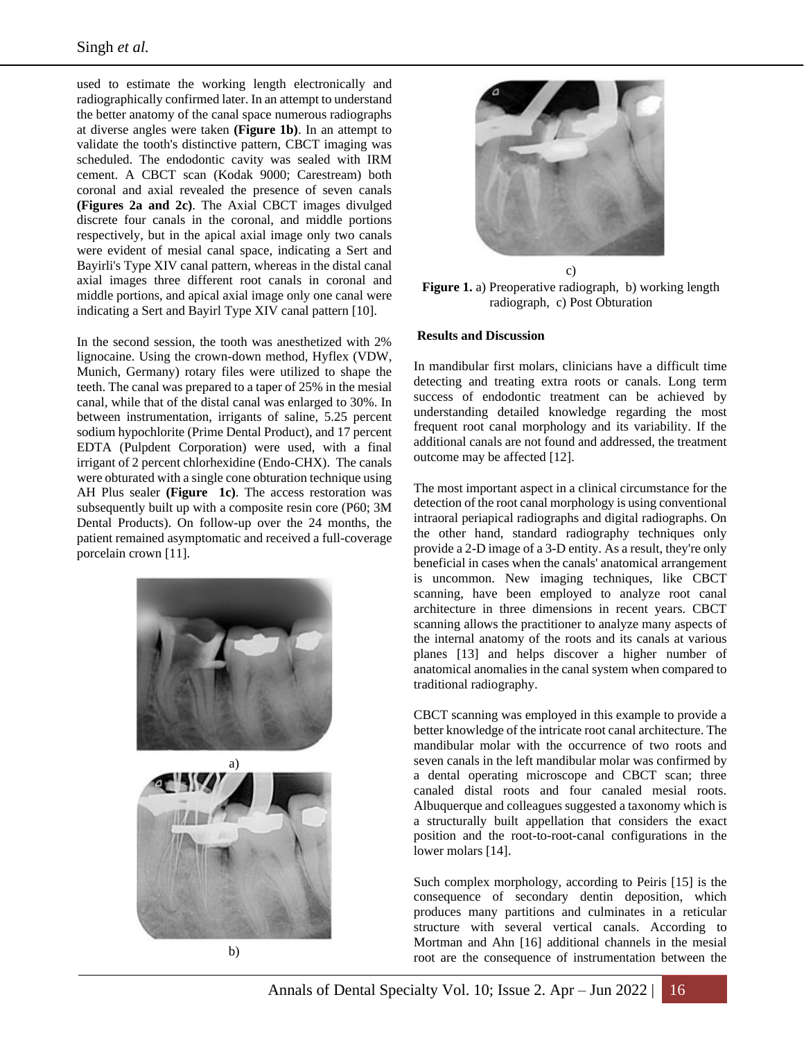used to estimate the working length electronically and radiographically confirmed later. In an attempt to understand the better anatomy of the canal space numerous radiographs at diverse angles were taken **(Figure 1b)**. In an attempt to validate the tooth's distinctive pattern, CBCT imaging was scheduled. The endodontic cavity was sealed with IRM cement. A CBCT scan (Kodak 9000; Carestream) both coronal and axial revealed the presence of seven canals **(Figures 2a and 2c)**. The Axial CBCT images divulged discrete four canals in the coronal, and middle portions respectively, but in the apical axial image only two canals were evident of mesial canal space, indicating a Sert and Bayirli's Type XIV canal pattern, whereas in the distal canal axial images three different root canals in coronal and middle portions, and apical axial image only one canal were indicating a Sert and Bayirl Type XIV canal pattern [10].

In the second session, the tooth was anesthetized with 2% lignocaine. Using the crown-down method, Hyflex (VDW, Munich, Germany) rotary files were utilized to shape the teeth. The canal was prepared to a taper of 25% in the mesial canal, while that of the distal canal was enlarged to 30%. In between instrumentation, irrigants of saline, 5.25 percent sodium hypochlorite (Prime Dental Product), and 17 percent EDTA (Pulpdent Corporation) were used, with a final irrigant of 2 percent chlorhexidine (Endo-CHX). The canals were obturated with a single cone obturation technique using AH Plus sealer **(Figure 1c)**. The access restoration was subsequently built up with a composite resin core (P60; 3M Dental Products). On follow-up over the 24 months, the patient remained asymptomatic and received a full-coverage porcelain crown [11].

a)

b)

c)

**Figure 1.** a) Preoperative radiograph, b) working length radiograph, c) Post Obturation

## Results and Discussion

In mandibular first molars, clinicians have a difficult time detecting and treating extra roots or canals. Long term success of endodontic treatment can be achieved by understanding detailed knowledge regarding the most frequent root canal morphology and its variability. If the additional canals are not found and addressed, the treatment outcome may be affected [12].

The most important aspect in a clinical circumstance for the detection of the root canal morphology is using conventional intraoral periapical radiographs and digital radiographs. On the other hand, standard radiography techniques only provide a 2-D image of a 3-D entity. As a result, they're only beneficial in cases when the canals' anatomical arrangement is uncommon. New imaging techniques, like CBCT scanning, have been employed to analyze root canal architecture in three dimensions in recent years. CBCT scanning allows the practitioner to analyze many aspects of the internal anatomy of the roots and its canals at various planes [13] and helps discover a higher number of anatomical anomalies in the canal system when compared to traditional radiography.

CBCT scanning was employed in this example to provide a better knowledge of the intricate root canal architecture. The mandibular molar with the occurrence of two roots and seven canals in the left mandibular molar was confirmed by a dental operating microscope and CBCT scan; three canaled distal roots and four canaled mesial roots. Albuquerque and colleagues suggested a taxonomy which is a structurally built appellation that considers the exact position and the root-to-root-canal configurations in the lower molars [14].

Such complex morphology, according to Peiris [15] is the consequence of secondary dentin deposition, which produces many partitions and culminates in a reticular structure with several vertical canals. According to Mortman and Ahn [16] additional channels in the mesial root are the consequence of instrumentation between the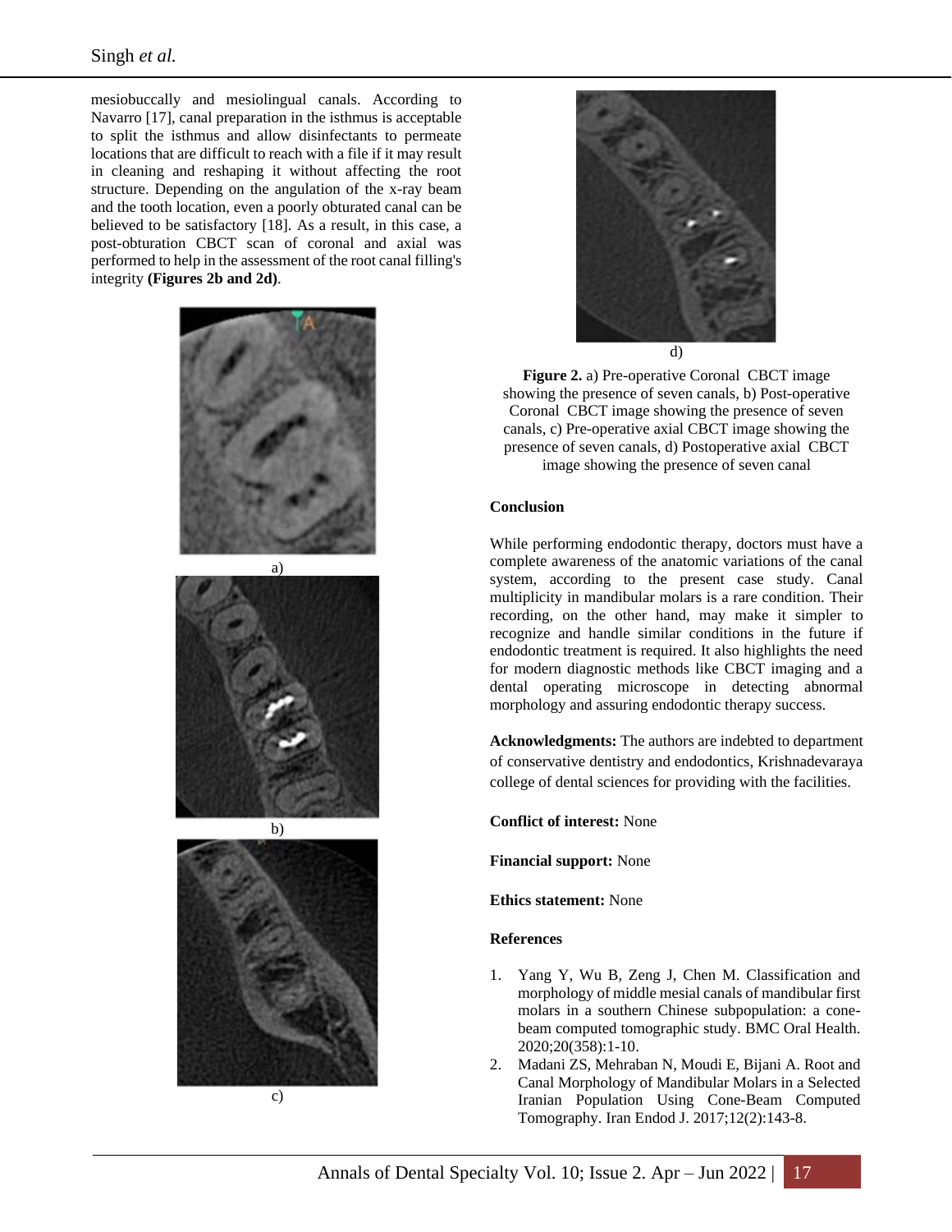mesiobuccally and mesiolingual canals. According to Navarro [17], canal preparation in the isthmus is acceptable to split the isthmus and allow disinfectants to permeate locations that are difficult to reach with a file if it may result in cleaning and reshaping it without affecting the root structure. Depending on the angulation of the x-ray beam and the tooth location, even a poorly obturated canal can be believed to be satisfactory [18]. As a result, in this case, a post-obturation CBCT scan of coronal and axial was performed to help in the assessment of the root canal filling's integrity **(Figures 2b and 2d)**.

a)

b)

c)

d)

**Figure 2.** a) Pre-operative Coronal CBCT image showing the presence of seven canals, b) Post-operative Coronal CBCT image showing the presence of seven canals, c) Pre-operative axial CBCT image showing the presence of seven canals, d) Postoperative axial CBCT image showing the presence of seven canal

## Conclusion

While performing endodontic therapy, doctors must have a complete awareness of the anatomic variations of the canal system, according to the present case study. Canal multiplicity in mandibular molars is a rare condition. Their recording, on the other hand, may make it simpler to recognize and handle similar conditions in the future if endodontic treatment is required. It also highlights the need for modern diagnostic methods like CBCT imaging and a dental operating microscope in detecting abnormal morphology and assuring endodontic therapy success.

**Acknowledgments:** The authors are indebted to department of conservative dentistry and endodontics, Krishnadevaraya college of dental sciences for providing with the facilities.

**Conflict of interest:** None

**Financial support:** None

**Ethics statement:** None

## References

1. Yang Y, Wu B, Zeng J, Chen M. Classification and morphology of middle mesial canals of mandibular first molars in a southern Chinese subpopulation: a cone-beam computed tomographic study. BMC Oral Health. 2020;20(358):1-10.
2. Madani ZS, Mehraban N, Moudi E, Bijani A. Root and Canal Morphology of Mandibular Molars in a Selected Iranian Population Using Cone-Beam Computed Tomography. Iran Endod J. 2017;12(2):143-8.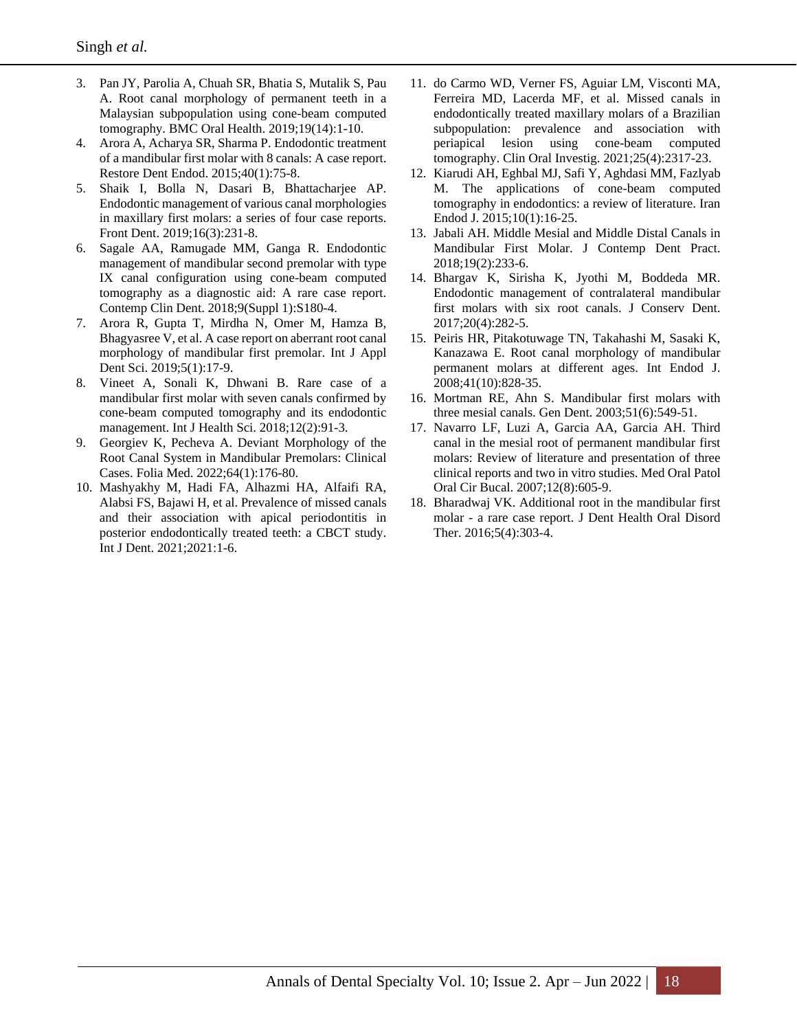3. Pan JY, Parolia A, Chuah SR, Bhatia S, Mutalik S, Pau A. Root canal morphology of permanent teeth in a Malaysian subpopulation using cone-beam computed tomography. BMC Oral Health. 2019;19(14):1-10.
4. Arora A, Acharya SR, Sharma P. Endodontic treatment of a mandibular first molar with 8 canals: A case report. Restore Dent Endod. 2015;40(1):75-8.
5. Shaik I, Bolla N, Dasari B, Bhattacharjee AP. Endodontic management of various canal morphologies in maxillary first molars: a series of four case reports. Front Dent. 2019;16(3):231-8.
6. Sagale AA, Ramugade MM, Ganga R. Endodontic management of mandibular second premolar with type IX canal configuration using cone-beam computed tomography as a diagnostic aid: A rare case report. Contemp Clin Dent. 2018;9(Suppl 1):S180-4.
7. Arora R, Gupta T, Mirdha N, Omer M, Hamza B, Bhagyasree V, et al. A case report on aberrant root canal morphology of mandibular first premolar. Int J Appl Dent Sci. 2019;5(1):17-9.
8. Vineet A, Sonali K, Dhwani B. Rare case of a mandibular first molar with seven canals confirmed by cone-beam computed tomography and its endodontic management. Int J Health Sci. 2018;12(2):91-3.
9. Georgiev K, Pecheva A. Deviant Morphology of the Root Canal System in Mandibular Premolars: Clinical Cases. Folia Med. 2022;64(1):176-80.
10. Mashyakhy M, Hadi FA, Alhazmi HA, Alfaifi RA, Alabsi FS, Bajawi H, et al. Prevalence of missed canals and their association with apical periodontitis in posterior endodontically treated teeth: a CBCT study. Int J Dent. 2021;2021:1-6.
11. do Carmo WD, Verner FS, Aguiar LM, Visconti MA, Ferreira MD, Lacerda MF, et al. Missed canals in endodontically treated maxillary molars of a Brazilian subpopulation: prevalence and association with periapical lesion using cone-beam computed tomography. Clin Oral Investig. 2021;25(4):2317-23.
12. Kiarudi AH, Eghbal MJ, Safi Y, Aghdasi MM, Fazlyab M. The applications of cone-beam computed tomography in endodontics: a review of literature. Iran Endod J. 2015;10(1):16-25.
13. Jabali AH. Middle Mesial and Middle Distal Canals in Mandibular First Molar. J Contemp Dent Pract. 2018;19(2):233-6.
14. Bhargav K, Sirisha K, Jyothi M, Boddeda MR. Endodontic management of contralateral mandibular first molars with six root canals. J Conserv Dent. 2017;20(4):282-5.
15. Peiris HR, Pitakotuwage TN, Takahashi M, Sasaki K, Kanazawa E. Root canal morphology of mandibular permanent molars at different ages. Int Endod J. 2008;41(10):828-35.
16. Mortman RE, Ahn S. Mandibular first molars with three mesial canals. Gen Dent. 2003;51(6):549-51.
17. Navarro LF, Luzi A, Garcia AA, Garcia AH. Third canal in the mesial root of permanent mandibular first molars: Review of literature and presentation of three clinical reports and two in vitro studies. Med Oral Patol Oral Cir Bucal. 2007;12(8):605-9.
18. Bharadwaj VK. Additional root in the mandibular first molar - a rare case report. J Dent Health Oral Disord Ther. 2016;5(4):303-4.